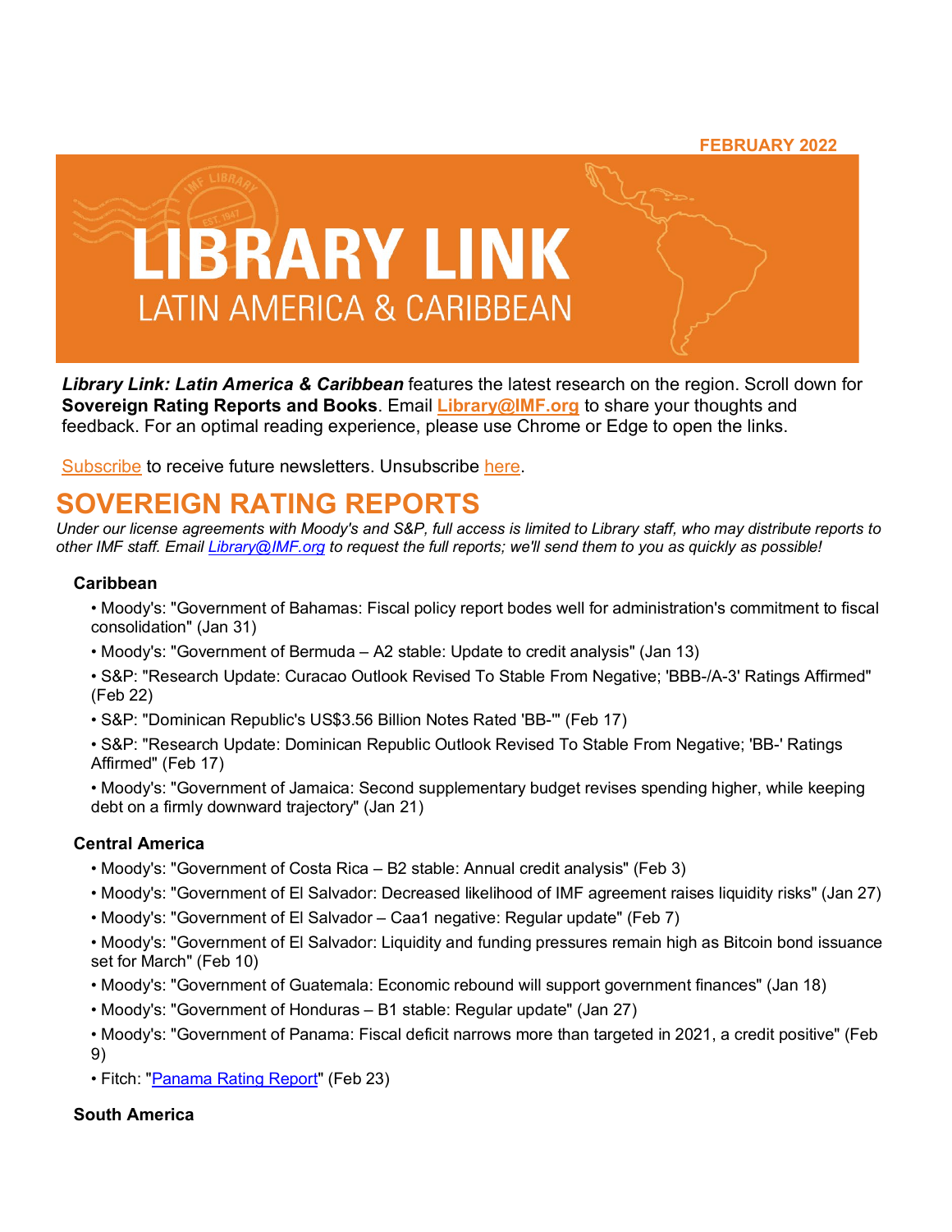FEBRUARY 2022

# LIBRARY LINK
## LATIN AMERICA & CARIBBEAN

***Library Link: Latin America & Caribbean*** features the latest research on the region. Scroll down for **Sovereign Rating Reports and Books**. Email **Library@IMF.org** to share your thoughts and feedback. For an optimal reading experience, please use Chrome or Edge to open the links.

Subscribe to receive future newsletters. Unsubscribe here.

# SOVEREIGN RATING REPORTS

*Under our license agreements with Moody's and S&P, full access is limited to Library staff, who may distribute reports to other IMF staff. Email Library@IMF.org to request the full reports; we'll send them to you as quickly as possible!*

### Caribbean

- Moody's: "Government of Bahamas: Fiscal policy report bodes well for administration's commitment to fiscal consolidation" (Jan 31)
- Moody's: "Government of Bermuda – A2 stable: Update to credit analysis" (Jan 13)
- S&P: "Research Update: Curacao Outlook Revised To Stable From Negative; 'BBB-/A-3' Ratings Affirmed" (Feb 22)
- S&P: "Dominican Republic's US$3.56 Billion Notes Rated 'BB-'" (Feb 17)
- S&P: "Research Update: Dominican Republic Outlook Revised To Stable From Negative; 'BB-' Ratings Affirmed" (Feb 17)
- Moody's: "Government of Jamaica: Second supplementary budget revises spending higher, while keeping debt on a firmly downward trajectory" (Jan 21)

### Central America

- Moody's: "Government of Costa Rica – B2 stable: Annual credit analysis" (Feb 3)
- Moody's: "Government of El Salvador: Decreased likelihood of IMF agreement raises liquidity risks" (Jan 27)
- Moody's: "Government of El Salvador – Caa1 negative: Regular update" (Feb 7)
- Moody's: "Government of El Salvador: Liquidity and funding pressures remain high as Bitcoin bond issuance set for March" (Feb 10)
- Moody's: "Government of Guatemala: Economic rebound will support government finances" (Jan 18)
- Moody's: "Government of Honduras – B1 stable: Regular update" (Jan 27)
- Moody's: "Government of Panama: Fiscal deficit narrows more than targeted in 2021, a credit positive" (Feb 9)
- Fitch: "Panama Rating Report" (Feb 23)

### South America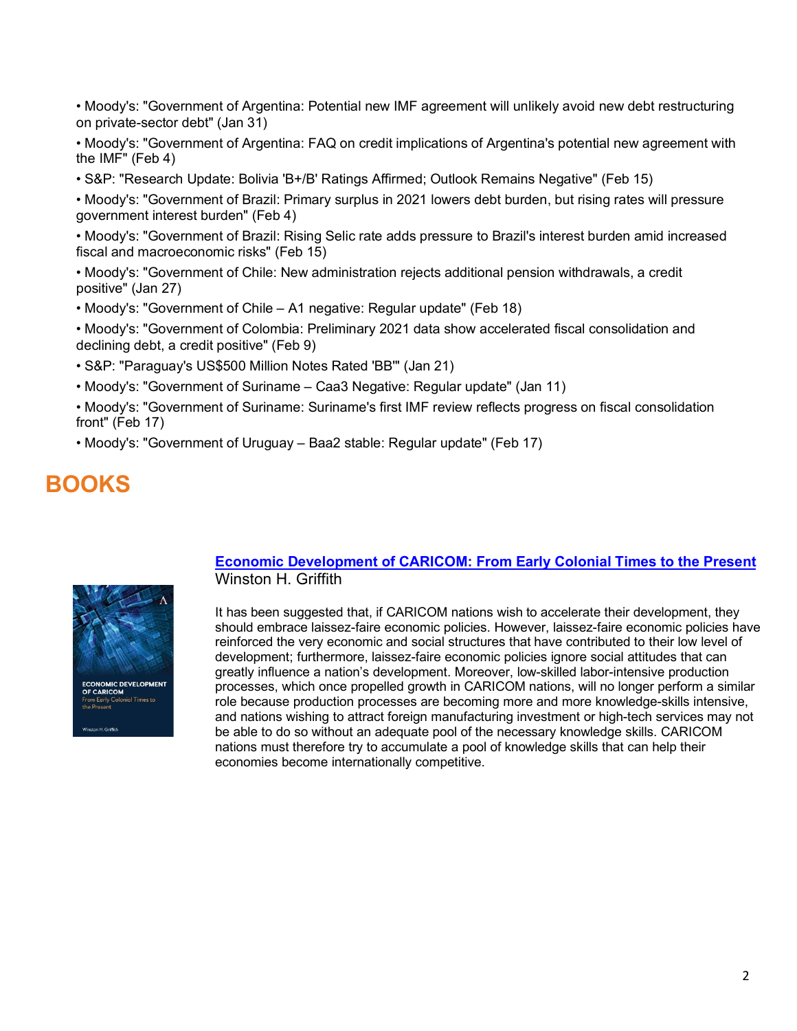- Moody's: "Government of Argentina: Potential new IMF agreement will unlikely avoid new debt restructuring on private-sector debt" (Jan 31)
- Moody's: "Government of Argentina: FAQ on credit implications of Argentina's potential new agreement with the IMF" (Feb 4)
- S&P: "Research Update: Bolivia 'B+/B' Ratings Affirmed; Outlook Remains Negative" (Feb 15)
- Moody's: "Government of Brazil: Primary surplus in 2021 lowers debt burden, but rising rates will pressure government interest burden" (Feb 4)
- Moody's: "Government of Brazil: Rising Selic rate adds pressure to Brazil's interest burden amid increased fiscal and macroeconomic risks" (Feb 15)
- Moody's: "Government of Chile: New administration rejects additional pension withdrawals, a credit positive" (Jan 27)
- Moody's: "Government of Chile – A1 negative: Regular update" (Feb 18)
- Moody's: "Government of Colombia: Preliminary 2021 data show accelerated fiscal consolidation and declining debt, a credit positive" (Feb 9)
- S&P: "Paraguay's US$500 Million Notes Rated 'BB'" (Jan 21)
- Moody's: "Government of Suriname – Caa3 Negative: Regular update" (Jan 11)
- Moody's: "Government of Suriname: Suriname's first IMF review reflects progress on fiscal consolidation front" (Feb 17)
- Moody's: "Government of Uruguay – Baa2 stable: Regular update" (Feb 17)

# BOOKS

**Economic Development of CARICOM: From Early Colonial Times to the Present**
Winston H. Griffith

It has been suggested that, if CARICOM nations wish to accelerate their development, they should embrace laissez-faire economic policies. However, laissez-faire economic policies have reinforced the very economic and social structures that have contributed to their low level of development; furthermore, laissez-faire economic policies ignore social attitudes that can greatly influence a nation's development. Moreover, low-skilled labor-intensive production processes, which once propelled growth in CARICOM nations, will no longer perform a similar role because production processes are becoming more and more knowledge-skills intensive, and nations wishing to attract foreign manufacturing investment or high-tech services may not be able to do so without an adequate pool of the necessary knowledge skills. CARICOM nations must therefore try to accumulate a pool of knowledge skills that can help their economies become internationally competitive.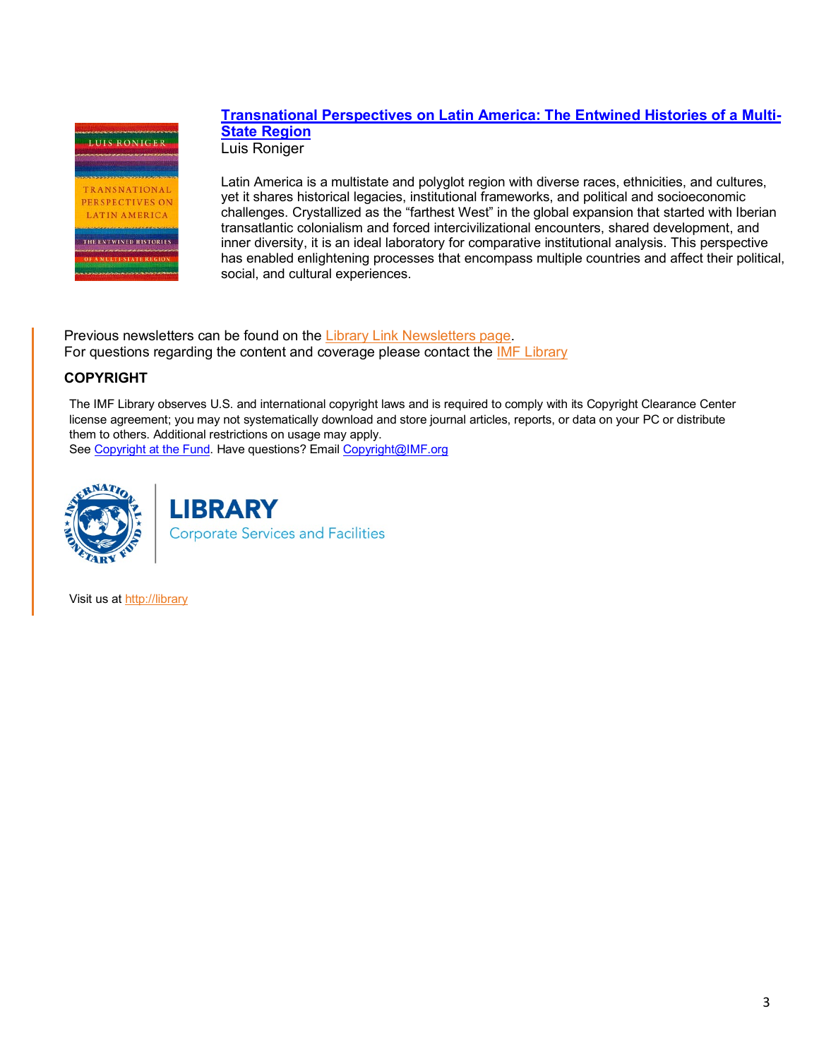**[Transnational Perspectives on Latin America: The Entwined Histories of a Multi-State Region]()**
Luis Roniger

Latin America is a multistate and polyglot region with diverse races, ethnicities, and cultures, yet it shares historical legacies, institutional frameworks, and political and socioeconomic challenges. Crystallized as the "farthest West" in the global expansion that started with Iberian transatlantic colonialism and forced intercivilizational encounters, shared development, and inner diversity, it is an ideal laboratory for comparative institutional analysis. This perspective has enabled enlightening processes that encompass multiple countries and affect their political, social, and cultural experiences.

Previous newsletters can be found on the Library Link Newsletters page.
For questions regarding the content and coverage please contact the IMF Library

**COPYRIGHT**

The IMF Library observes U.S. and international copyright laws and is required to comply with its Copyright Clearance Center license agreement; you may not systematically download and store journal articles, reports, or data on your PC or distribute them to others. Additional restrictions on usage may apply.
See Copyright at the Fund. Have questions? Email Copyright@IMF.org

**LIBRARY**
Corporate Services and Facilities

Visit us at http://library